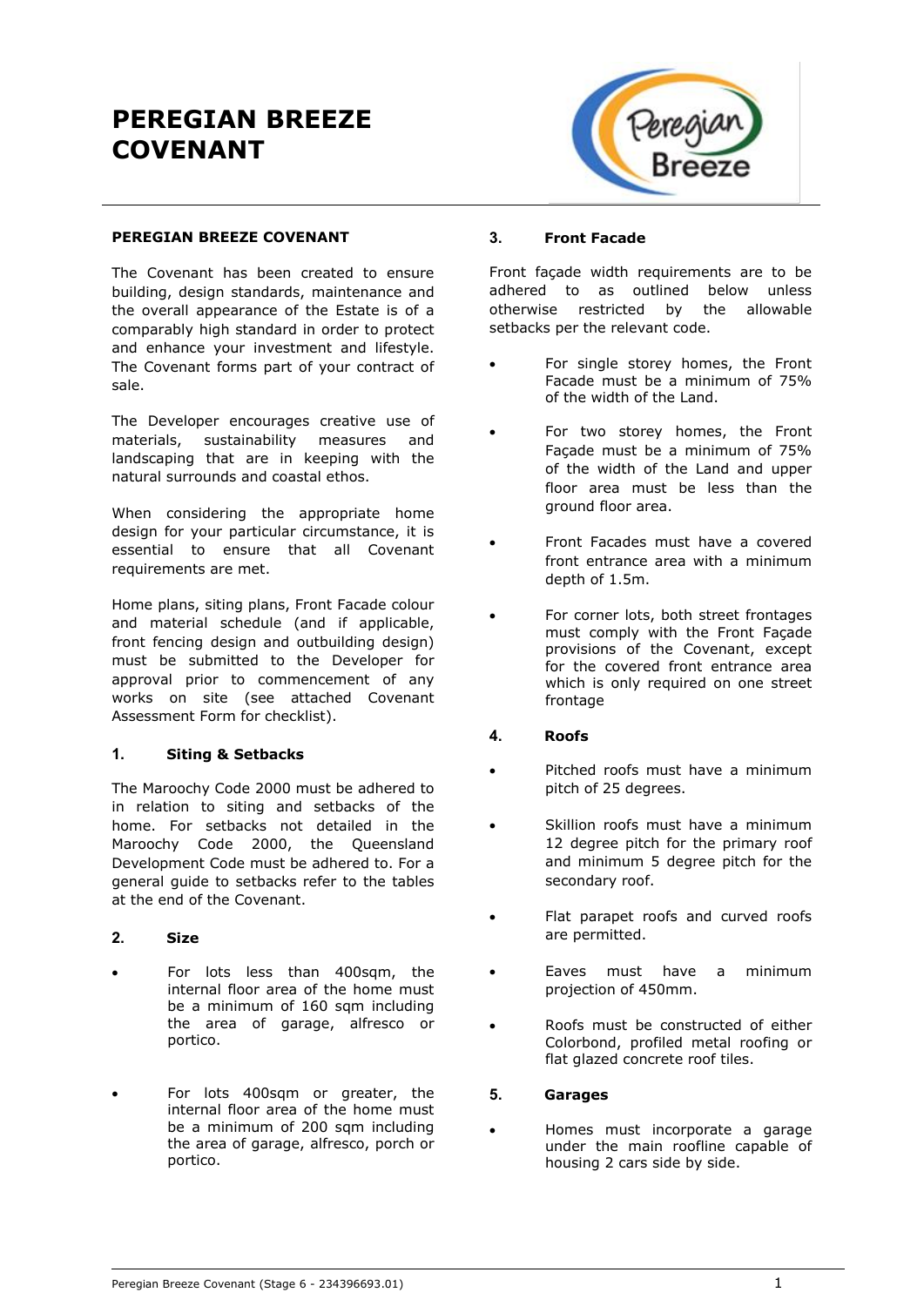# PEREGIAN BREEZE COVENANT

## PEREGIAN BREEZE COVENANT

The Covenant has been created to ensure building, design standards, maintenance and the overall appearance of the Estate is of a comparably high standard in order to protect and enhance your investment and lifestyle. The Covenant forms part of your contract of sale.

The Developer encourages creative use of materials, sustainability measures and landscaping that are in keeping with the natural surrounds and coastal ethos.

When considering the appropriate home design for your particular circumstance, it is essential to ensure that all Covenant requirements are met.

Home plans, siting plans, Front Facade colour and material schedule (and if applicable, front fencing design and outbuilding design) must be submitted to the Developer for approval prior to commencement of any works on site (see attached Covenant Assessment Form for checklist).

### 1. Siting & Setbacks

The Maroochy Code 2000 must be adhered to in relation to siting and setbacks of the home. For setbacks not detailed in the Maroochy Code 2000, the Queensland Development Code must be adhered to. For a general guide to setbacks refer to the tables at the end of the Covenant.

### 2. Size

- For lots less than 400sqm, the internal floor area of the home must be a minimum of 160 sqm including the area of garage, alfresco or portico.
- For lots 400sqm or greater, the internal floor area of the home must be a minimum of 200 sqm including the area of garage, alfresco, porch or portico.

### 3. Front Facade

Front façade width requirements are to be adhered to as outlined below unless otherwise restricted by the allowable setbacks per the relevant code.

- For single storey homes, the Front Facade must be a minimum of 75% of the width of the Land.
- For two storey homes, the Front Façade must be a minimum of 75% of the width of the Land and upper floor area must be less than the ground floor area.
- Front Facades must have a covered front entrance area with a minimum depth of 1.5m.
- For corner lots, both street frontages must comply with the Front Façade provisions of the Covenant, except for the covered front entrance area which is only required on one street frontage

### 4. Roofs

- Pitched roofs must have a minimum pitch of 25 degrees.
- Skillion roofs must have a minimum 12 degree pitch for the primary roof and minimum 5 degree pitch for the secondary roof.
- Flat parapet roofs and curved roofs are permitted.
- Eaves must have a minimum projection of 450mm.
- Roofs must be constructed of either Colorbond, profiled metal roofing or flat glazed concrete roof tiles.

### 5. Garages

- Homes must incorporate a garage under the main roofline capable of housing 2 cars side by side.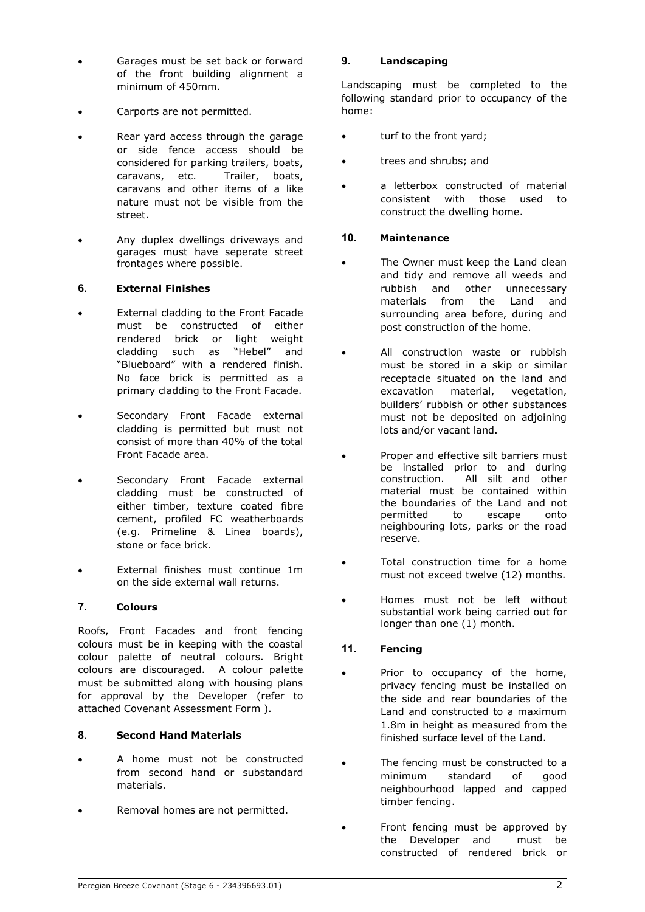- Garages must be set back or forward of the front building alignment a minimum of 450mm.
- Carports are not permitted.
- Rear yard access through the garage or side fence access should be considered for parking trailers, boats, caravans, etc. Trailer, boats, caravans and other items of a like nature must not be visible from the street.
- Any duplex dwellings driveways and garages must have seperate street frontages where possible.

### 6. External Finishes

- External cladding to the Front Facade must be constructed of either rendered brick or light weight cladding such as "Hebel" and "Blueboard" with a rendered finish. No face brick is permitted as a primary cladding to the Front Facade.
- Secondary Front Facade external cladding is permitted but must not consist of more than 40% of the total Front Facade area.
- Secondary Front Facade external cladding must be constructed of either timber, texture coated fibre cement, profiled FC weatherboards (e.g. Primeline & Linea boards), stone or face brick.
- External finishes must continue 1m on the side external wall returns.

### 7. Colours

Roofs, Front Facades and front fencing colours must be in keeping with the coastal colour palette of neutral colours. Bright colours are discouraged. A colour palette must be submitted along with housing plans for approval by the Developer (refer to attached Covenant Assessment Form ).

### 8. Second Hand Materials

- A home must not be constructed from second hand or substandard materials.
- Removal homes are not permitted.

### 9. Landscaping

Landscaping must be completed to the following standard prior to occupancy of the home:

- turf to the front yard;
- trees and shrubs; and
- a letterbox constructed of material consistent with those used to construct the dwelling home.

### 10. Maintenance

- The Owner must keep the Land clean and tidy and remove all weeds and rubbish and other unnecessary materials from the Land and surrounding area before, during and post construction of the home.
- All construction waste or rubbish must be stored in a skip or similar receptacle situated on the land and excavation material, vegetation, builders' rubbish or other substances must not be deposited on adjoining lots and/or vacant land.
- Proper and effective silt barriers must be installed prior to and during construction. All silt and other material must be contained within the boundaries of the Land and not permitted to escape onto neighbouring lots, parks or the road reserve.
- Total construction time for a home must not exceed twelve (12) months.
- Homes must not be left without substantial work being carried out for longer than one (1) month.

### 11. Fencing

- Prior to occupancy of the home, privacy fencing must be installed on the side and rear boundaries of the Land and constructed to a maximum 1.8m in height as measured from the finished surface level of the Land.
- The fencing must be constructed to a minimum standard of good neighbourhood lapped and capped timber fencing.
- Front fencing must be approved by the Developer and must be constructed of rendered brick or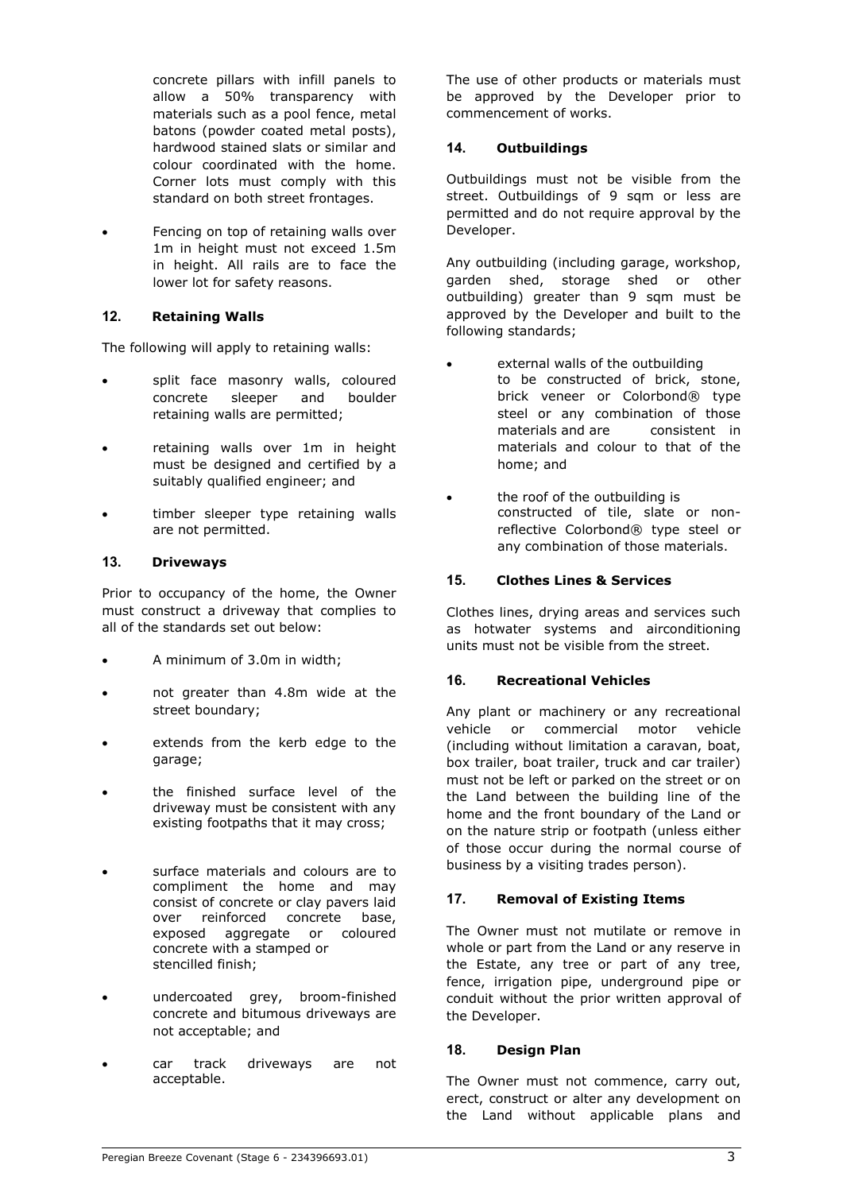concrete pillars with infill panels to allow a 50% transparency with materials such as a pool fence, metal batons (powder coated metal posts), hardwood stained slats or similar and colour coordinated with the home. Corner lots must comply with this standard on both street frontages.

- Fencing on top of retaining walls over 1m in height must not exceed 1.5m in height. All rails are to face the lower lot for safety reasons.

## 12. Retaining Walls

The following will apply to retaining walls:

- split face masonry walls, coloured concrete sleeper and boulder retaining walls are permitted;
- retaining walls over 1m in height must be designed and certified by a suitably qualified engineer; and
- timber sleeper type retaining walls are not permitted.

## 13. Driveways

Prior to occupancy of the home, the Owner must construct a driveway that complies to all of the standards set out below:

- A minimum of 3.0m in width;
- not greater than 4.8m wide at the street boundary;
- extends from the kerb edge to the garage;
- the finished surface level of the driveway must be consistent with any existing footpaths that it may cross;
- surface materials and colours are to compliment the home and may consist of concrete or clay pavers laid over reinforced concrete base, exposed aggregate or coloured concrete with a stamped or stencilled finish;
- undercoated grey, broom-finished concrete and bitumous driveways are not acceptable; and
- car track driveways are not acceptable.

The use of other products or materials must be approved by the Developer prior to commencement of works.

## 14. Outbuildings

Outbuildings must not be visible from the street. Outbuildings of 9 sqm or less are permitted and do not require approval by the Developer.

Any outbuilding (including garage, workshop, garden shed, storage shed or other outbuilding) greater than 9 sqm must be approved by the Developer and built to the following standards;

- external walls of the outbuilding to be constructed of brick, stone, brick veneer or Colorbond® type steel or any combination of those materials and are consistent in materials and colour to that of the home; and
- the roof of the outbuilding is constructed of tile, slate or non-reflective Colorbond® type steel or any combination of those materials.

## 15. Clothes Lines & Services

Clothes lines, drying areas and services such as hotwater systems and airconditioning units must not be visible from the street.

## 16. Recreational Vehicles

Any plant or machinery or any recreational vehicle or commercial motor vehicle (including without limitation a caravan, boat, box trailer, boat trailer, truck and car trailer) must not be left or parked on the street or on the Land between the building line of the home and the front boundary of the Land or on the nature strip or footpath (unless either of those occur during the normal course of business by a visiting trades person).

## 17. Removal of Existing Items

The Owner must not mutilate or remove in whole or part from the Land or any reserve in the Estate, any tree or part of any tree, fence, irrigation pipe, underground pipe or conduit without the prior written approval of the Developer.

## 18. Design Plan

The Owner must not commence, carry out, erect, construct or alter any development on the Land without applicable plans and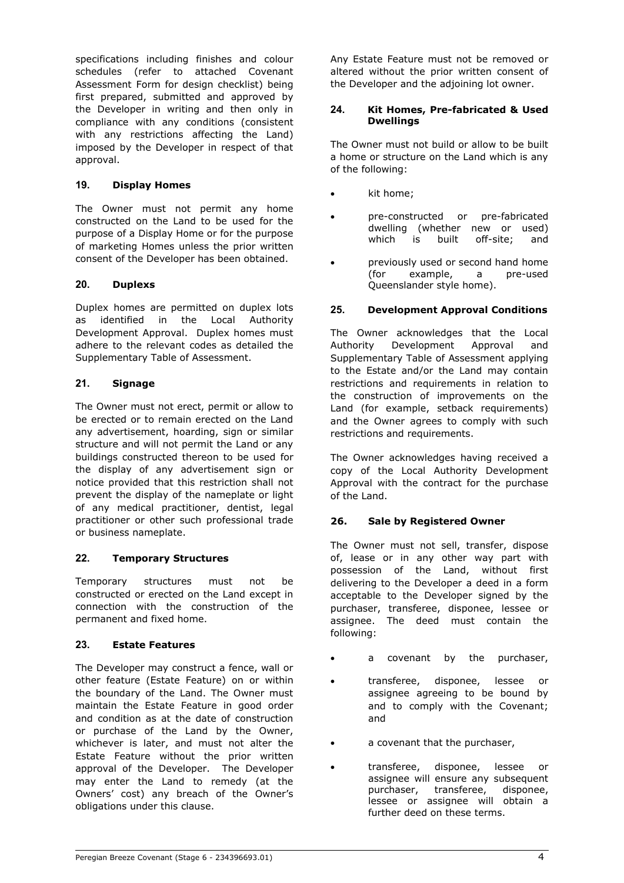specifications including finishes and colour schedules (refer to attached Covenant Assessment Form for design checklist) being first prepared, submitted and approved by the Developer in writing and then only in compliance with any conditions (consistent with any restrictions affecting the Land) imposed by the Developer in respect of that approval.

### 19. Display Homes

The Owner must not permit any home constructed on the Land to be used for the purpose of a Display Home or for the purpose of marketing Homes unless the prior written consent of the Developer has been obtained.

### 20. Duplexs

Duplex homes are permitted on duplex lots as identified in the Local Authority Development Approval. Duplex homes must adhere to the relevant codes as detailed the Supplementary Table of Assessment.

### 21. Signage

The Owner must not erect, permit or allow to be erected or to remain erected on the Land any advertisement, hoarding, sign or similar structure and will not permit the Land or any buildings constructed thereon to be used for the display of any advertisement sign or notice provided that this restriction shall not prevent the display of the nameplate or light of any medical practitioner, dentist, legal practitioner or other such professional trade or business nameplate.

### 22. Temporary Structures

Temporary structures must not be constructed or erected on the Land except in connection with the construction of the permanent and fixed home.

### 23. Estate Features

The Developer may construct a fence, wall or other feature (Estate Feature) on or within the boundary of the Land. The Owner must maintain the Estate Feature in good order and condition as at the date of construction or purchase of the Land by the Owner, whichever is later, and must not alter the Estate Feature without the prior written approval of the Developer. The Developer may enter the Land to remedy (at the Owners' cost) any breach of the Owner's obligations under this clause.

Any Estate Feature must not be removed or altered without the prior written consent of the Developer and the adjoining lot owner.

### 24. Kit Homes, Pre-fabricated & Used Dwellings

The Owner must not build or allow to be built a home or structure on the Land which is any of the following:

- kit home;
- pre-constructed or pre-fabricated dwelling (whether new or used) which is built off-site; and
- previously used or second hand home (for example, a pre-used Queenslander style home).

### 25. Development Approval Conditions

The Owner acknowledges that the Local Authority Development Approval and Supplementary Table of Assessment applying to the Estate and/or the Land may contain restrictions and requirements in relation to the construction of improvements on the Land (for example, setback requirements) and the Owner agrees to comply with such restrictions and requirements.

The Owner acknowledges having received a copy of the Local Authority Development Approval with the contract for the purchase of the Land.

### 26. Sale by Registered Owner

The Owner must not sell, transfer, dispose of, lease or in any other way part with possession of the Land, without first delivering to the Developer a deed in a form acceptable to the Developer signed by the purchaser, transferee, disponee, lessee or assignee. The deed must contain the following:

- a covenant by the purchaser,
- transferee, disponee, lessee or assignee agreeing to be bound by and to comply with the Covenant; and
- a covenant that the purchaser,
- transferee, disponee, lessee or assignee will ensure any subsequent purchaser, transferee, disponee, lessee or assignee will obtain a further deed on these terms.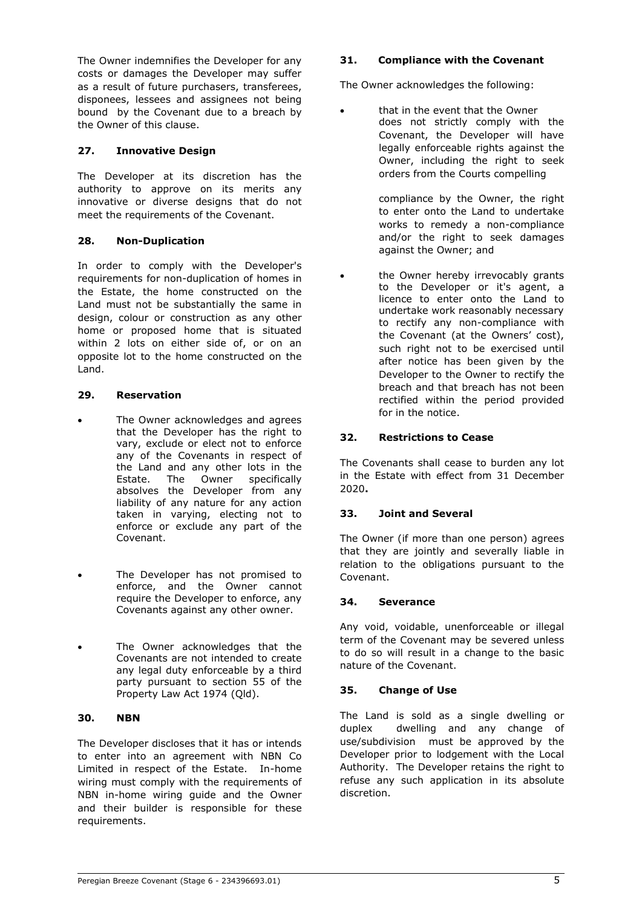The Owner indemnifies the Developer for any costs or damages the Developer may suffer as a result of future purchasers, transferees, disponees, lessees and assignees not being bound by the Covenant due to a breach by the Owner of this clause.

**27. Innovative Design**

The Developer at its discretion has the authority to approve on its merits any innovative or diverse designs that do not meet the requirements of the Covenant.

**28. Non-Duplication**

In order to comply with the Developer's requirements for non-duplication of homes in the Estate, the home constructed on the Land must not be substantially the same in design, colour or construction as any other home or proposed home that is situated within 2 lots on either side of, or on an opposite lot to the home constructed on the Land.

**29. Reservation**

- The Owner acknowledges and agrees that the Developer has the right to vary, exclude or elect not to enforce any of the Covenants in respect of the Land and any other lots in the Estate. The Owner specifically absolves the Developer from any liability of any nature for any action taken in varying, electing not to enforce or exclude any part of the Covenant.
- The Developer has not promised to enforce, and the Owner cannot require the Developer to enforce, any Covenants against any other owner.
- The Owner acknowledges that the Covenants are not intended to create any legal duty enforceable by a third party pursuant to section 55 of the Property Law Act 1974 (Qld).

**30. NBN**

The Developer discloses that it has or intends to enter into an agreement with NBN Co Limited in respect of the Estate. In-home wiring must comply with the requirements of NBN in-home wiring guide and the Owner and their builder is responsible for these requirements.

**31. Compliance with the Covenant**

The Owner acknowledges the following:

- that in the event that the Owner does not strictly comply with the Covenant, the Developer will have legally enforceable rights against the Owner, including the right to seek orders from the Courts compelling compliance by the Owner, the right to enter onto the Land to undertake works to remedy a non-compliance and/or the right to seek damages against the Owner; and
- the Owner hereby irrevocably grants to the Developer or it's agent, a licence to enter onto the Land to undertake work reasonably necessary to rectify any non-compliance with the Covenant (at the Owners' cost), such right not to be exercised until after notice has been given by the Developer to the Owner to rectify the breach and that breach has not been rectified within the period provided for in the notice.

**32. Restrictions to Cease**

The Covenants shall cease to burden any lot in the Estate with effect from 31 December 2020**.**

**33. Joint and Several**

The Owner (if more than one person) agrees that they are jointly and severally liable in relation to the obligations pursuant to the Covenant.

**34. Severance**

Any void, voidable, unenforceable or illegal term of the Covenant may be severed unless to do so will result in a change to the basic nature of the Covenant.

**35. Change of Use**

The Land is sold as a single dwelling or duplex dwelling and any change of use/subdivision must be approved by the Developer prior to lodgement with the Local Authority. The Developer retains the right to refuse any such application in its absolute discretion.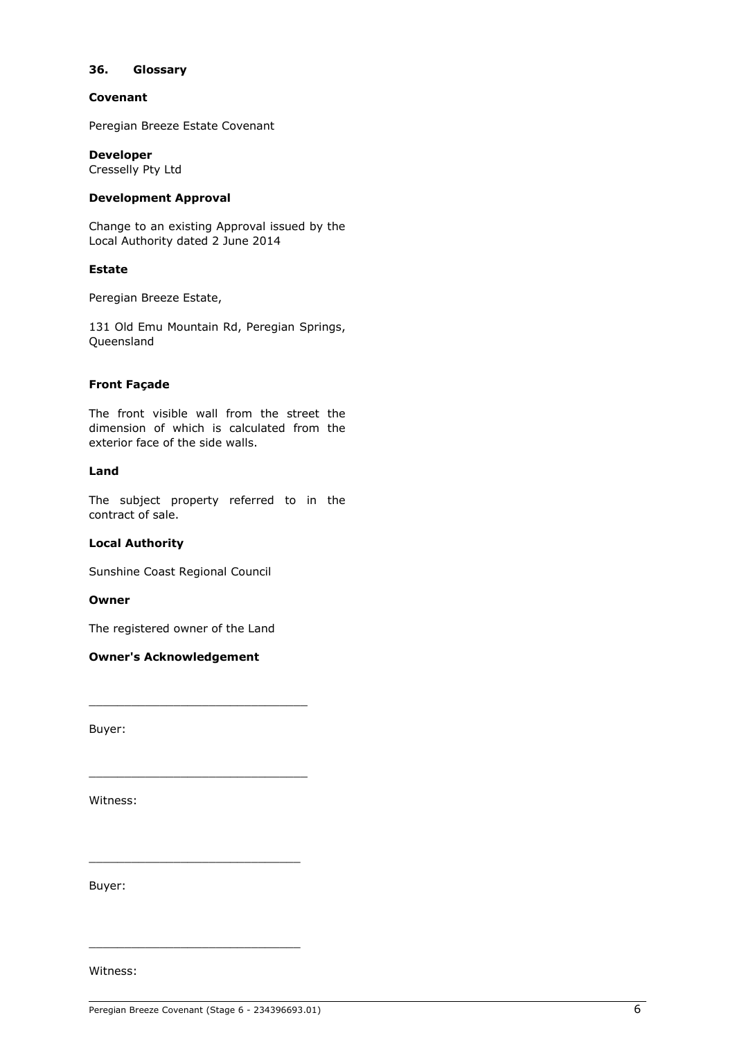## 36. Glossary

**Covenant**

Peregian Breeze Estate Covenant

**Developer**

Cresselly Pty Ltd

**Development Approval**

Change to an existing Approval issued by the Local Authority dated 2 June 2014

**Estate**

Peregian Breeze Estate,

131 Old Emu Mountain Rd, Peregian Springs, Queensland

**Front Façade**

The front visible wall from the street the dimension of which is calculated from the exterior face of the side walls.

**Land**

The subject property referred to in the contract of sale.

**Local Authority**

Sunshine Coast Regional Council

**Owner**

The registered owner of the Land

**Owner's Acknowledgement**

______________________________

Buyer:

______________________________

Witness:

______________________________

Buyer:

______________________________

Witness: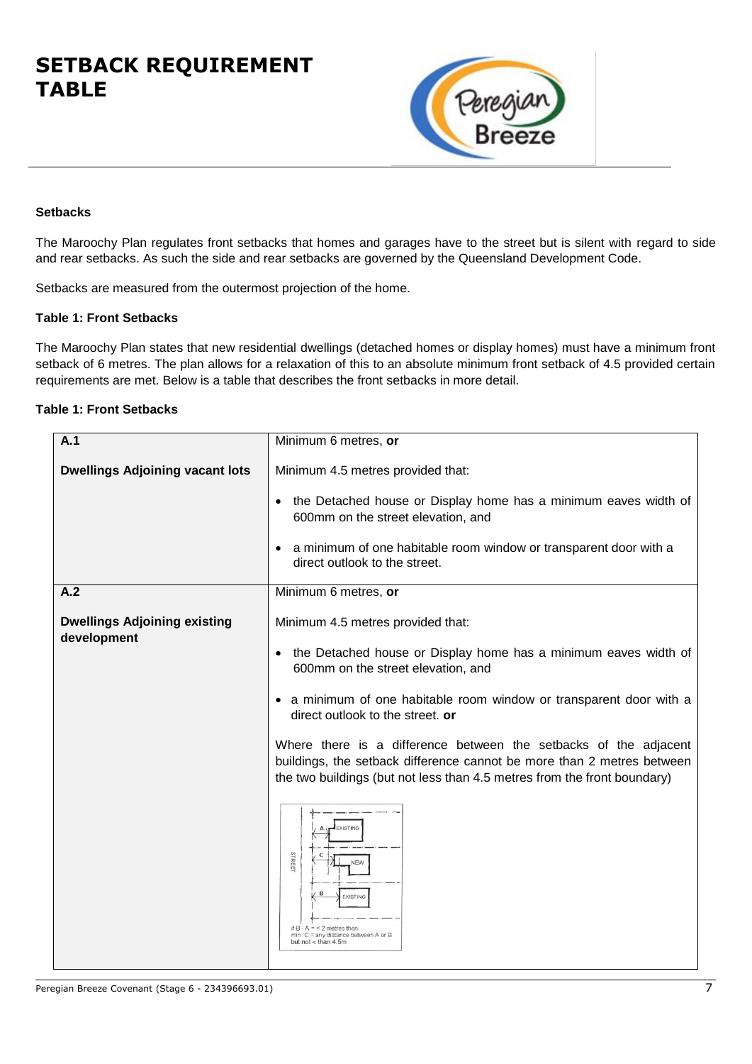# SETBACK REQUIREMENT TABLE

### Setbacks

The Maroochy Plan regulates front setbacks that homes and garages have to the street but is silent with regard to side and rear setbacks. As such the side and rear setbacks are governed by the Queensland Development Code.

Setbacks are measured from the outermost projection of the home.

**Table 1: Front Setbacks**

The Maroochy Plan states that new residential dwellings (detached homes or display homes) must have a minimum front setback of 6 metres. The plan allows for a relaxation of this to an absolute minimum front setback of 4.5 provided certain requirements are met. Below is a table that describes the front setbacks in more detail.

**Table 1: Front Setbacks**

| | |
|---|---|
| **A.1**<br><br>**Dwellings Adjoining vacant lots** | Minimum 6 metres, **or**<br><br>Minimum 4.5 metres provided that:<br><br>• the Detached house or Display home has a minimum eaves width of 600mm on the street elevation, and<br><br>• a minimum of one habitable room window or transparent door with a direct outlook to the street. |
| **A.2**<br><br>**Dwellings Adjoining existing development** | Minimum 6 metres, **or**<br><br>Minimum 4.5 metres provided that:<br><br>• the Detached house or Display home has a minimum eaves width of 600mm on the street elevation, and<br><br>• a minimum of one habitable room window or transparent door with a direct outlook to the street. **or**<br><br>Where there is a difference between the setbacks of the adjacent buildings, the setback difference cannot be more than 2 metres between the two buildings (but not less than 4.5 metres from the front boundary)<br><br>STREET / A / EXISTING / C / NEW / B / EXISTING<br>if B - A = < 2 metres then min. C = any distance between A or B but not < than 4.5m |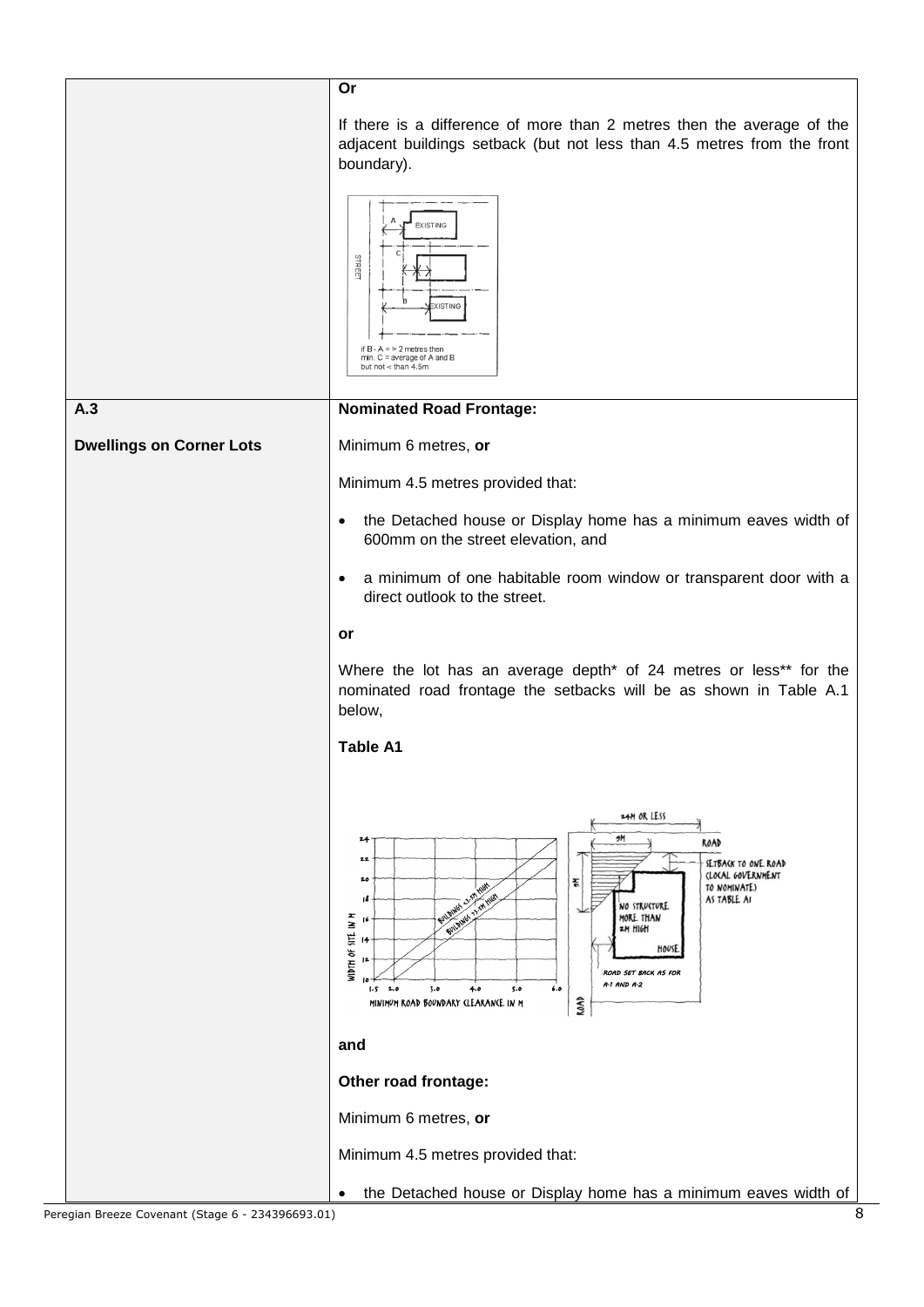| | |
|---|---|
| | **Or**<br><br>If there is a difference of more than 2 metres then the average of the adjacent buildings setback (but not less than 4.5 metres from the front boundary).<br><br>if B - A = > 2 metres then min. C = average of A and B but not < than 4.5m |
| **A.3**<br><br>**Dwellings on Corner Lots** | **Nominated Road Frontage:**<br><br>Minimum 6 metres, **or**<br><br>Minimum 4.5 metres provided that:<br><br>• the Detached house or Display home has a minimum eaves width of 600mm on the street elevation, and<br><br>• a minimum of one habitable room window or transparent door with a direct outlook to the street.<br><br>**or**<br><br>Where the lot has an average depth* of 24 metres or less** for the nominated road frontage the setbacks will be as shown in Table A.1 below,<br><br>**Table A1**<br><br>**and**<br><br>**Other road frontage:**<br><br>Minimum 6 metres, **or**<br><br>Minimum 4.5 metres provided that:<br><br>• the Detached house or Display home has a minimum eaves width of |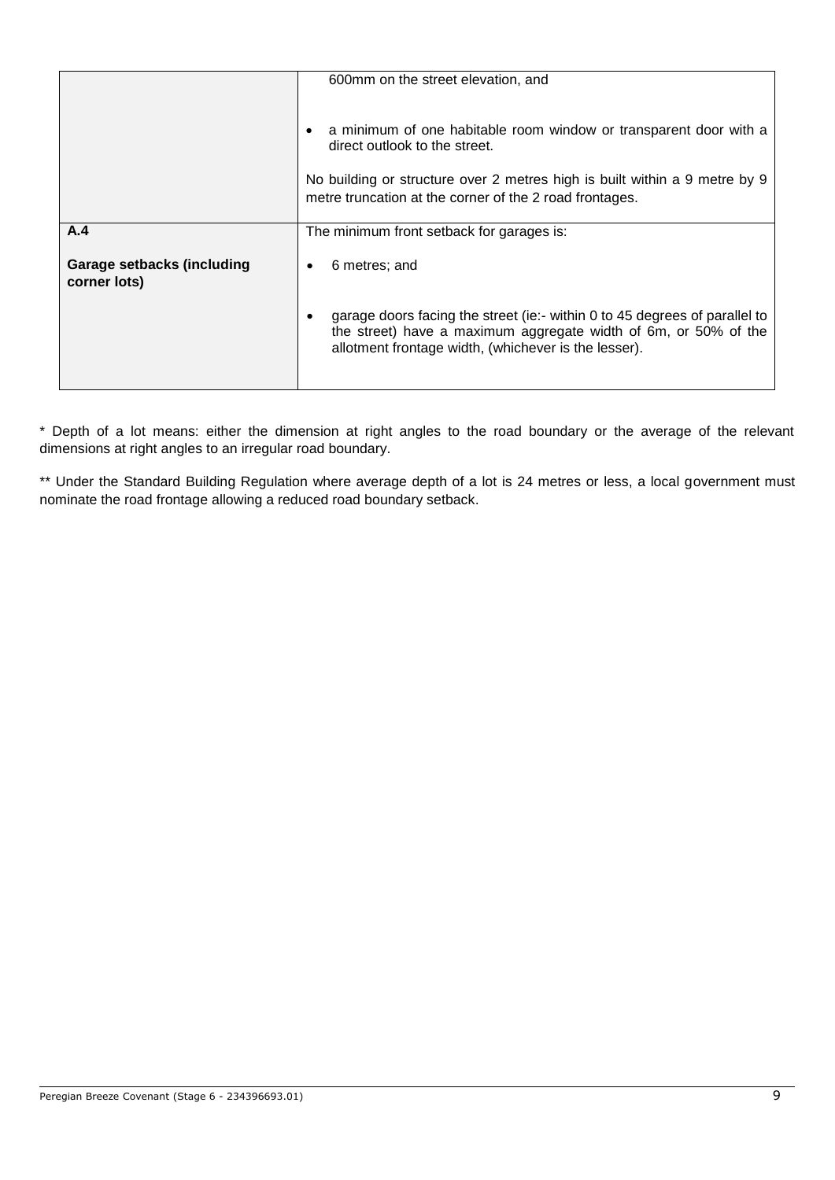| | |
|---|---|
| | 600mm on the street elevation, and<br><br>• a minimum of one habitable room window or transparent door with a direct outlook to the street.<br><br>No building or structure over 2 metres high is built within a 9 metre by 9 metre truncation at the corner of the 2 road frontages. |
| **A.4**<br><br>**Garage setbacks (including corner lots)** | The minimum front setback for garages is:<br><br>• 6 metres; and<br><br>• garage doors facing the street (ie:- within 0 to 45 degrees of parallel to the street) have a maximum aggregate width of 6m, or 50% of the allotment frontage width, (whichever is the lesser). |

* Depth of a lot means: either the dimension at right angles to the road boundary or the average of the relevant dimensions at right angles to an irregular road boundary.

** Under the Standard Building Regulation where average depth of a lot is 24 metres or less, a local government must nominate the road frontage allowing a reduced road boundary setback.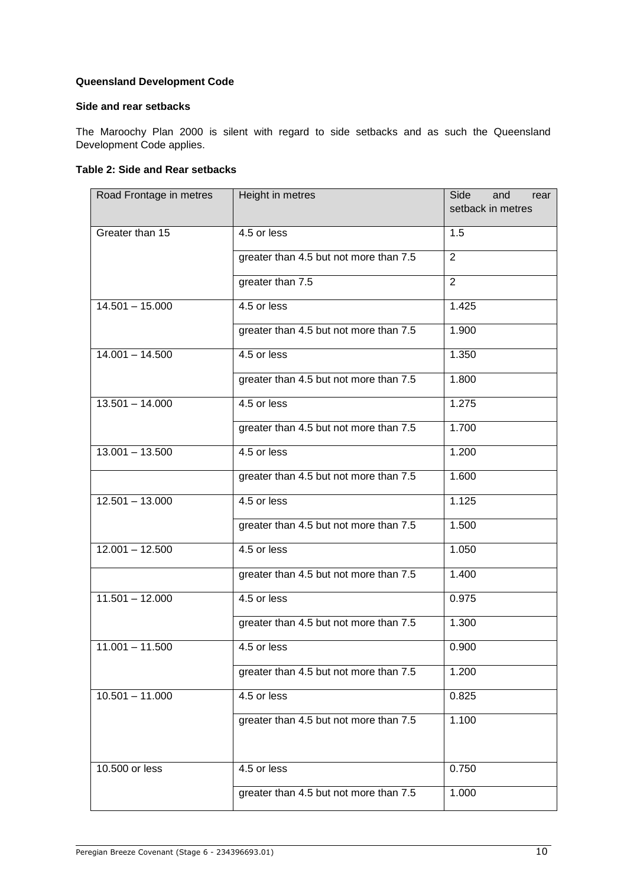**Queensland Development Code**

**Side and rear setbacks**

The Maroochy Plan 2000 is silent with regard to side setbacks and as such the Queensland Development Code applies.

**Table 2: Side and Rear setbacks**

| Road Frontage in metres | Height in metres | Side and rear setback in metres |
|---|---|---|
| Greater than 15 | 4.5 or less | 1.5 |
| | greater than 4.5 but not more than 7.5 | 2 |
| | greater than 7.5 | 2 |
| 14.501 – 15.000 | 4.5 or less | 1.425 |
| | greater than 4.5 but not more than 7.5 | 1.900 |
| 14.001 – 14.500 | 4.5 or less | 1.350 |
| | greater than 4.5 but not more than 7.5 | 1.800 |
| 13.501 – 14.000 | 4.5 or less | 1.275 |
| | greater than 4.5 but not more than 7.5 | 1.700 |
| 13.001 – 13.500 | 4.5 or less | 1.200 |
| | greater than 4.5 but not more than 7.5 | 1.600 |
| 12.501 – 13.000 | 4.5 or less | 1.125 |
| | greater than 4.5 but not more than 7.5 | 1.500 |
| 12.001 – 12.500 | 4.5 or less | 1.050 |
| | greater than 4.5 but not more than 7.5 | 1.400 |
| 11.501 – 12.000 | 4.5 or less | 0.975 |
| | greater than 4.5 but not more than 7.5 | 1.300 |
| 11.001 – 11.500 | 4.5 or less | 0.900 |
| | greater than 4.5 but not more than 7.5 | 1.200 |
| 10.501 – 11.000 | 4.5 or less | 0.825 |
| | greater than 4.5 but not more than 7.5 | 1.100 |
| 10.500 or less | 4.5 or less | 0.750 |
| | greater than 4.5 but not more than 7.5 | 1.000 |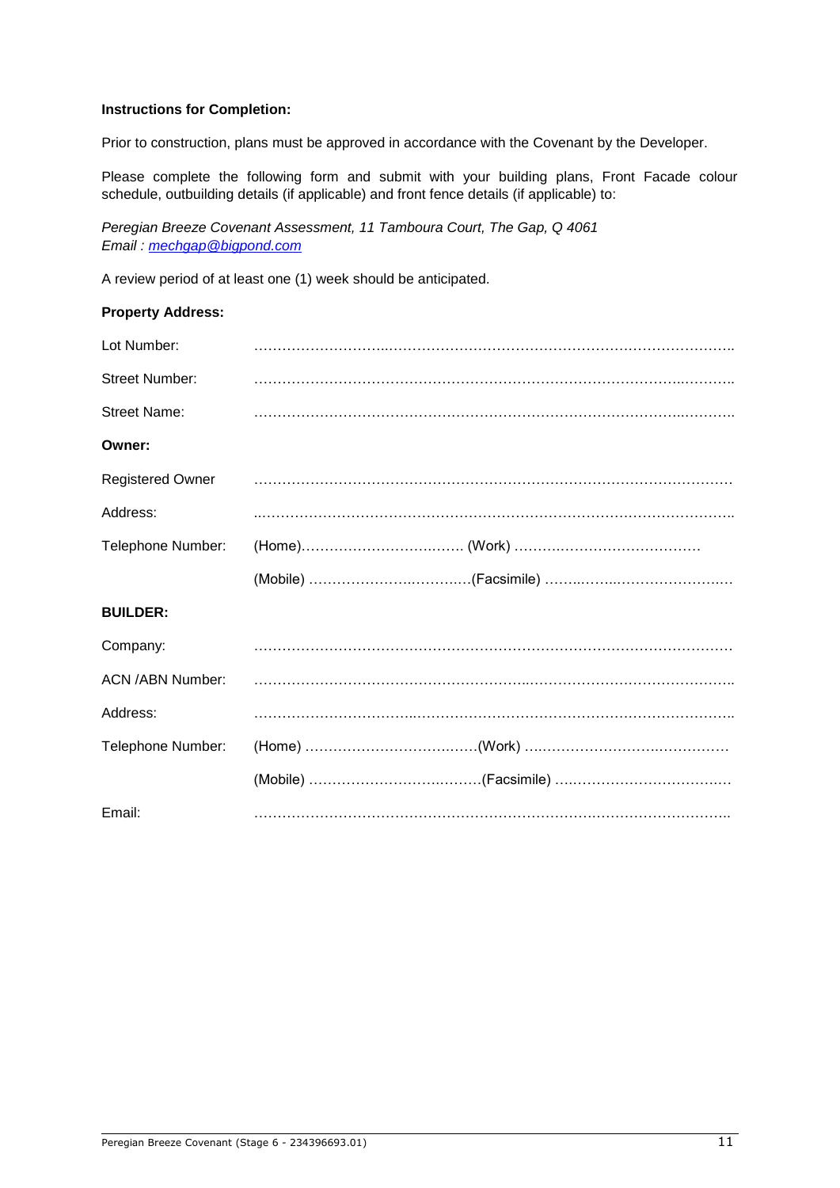**Instructions for Completion:**

Prior to construction, plans must be approved in accordance with the Covenant by the Developer.

Please complete the following form and submit with your building plans, Front Facade colour schedule, outbuilding details (if applicable) and front fence details (if applicable) to:

*Peregian Breeze Covenant Assessment, 11 Tamboura Court, The Gap, Q 4061*
*Email : mechgap@bigpond.com*

A review period of at least one (1) week should be anticipated.

**Property Address:**

Lot Number: ……………………………………………………………………………………………

Street Number: ……………………………………………………………………………………………

Street Name: ……………………………………………………………………………………………

**Owner:**

Registered Owner ……………………………………………………………………………………………

Address: ……………………………………………………………………………………………

Telephone Number: (Home)……………………………… (Work) ……………………………………

(Mobile) ………………………………(Facsimile) ……………………………………

**BUILDER:**

Company: ……………………………………………………………………………………………

ACN /ABN Number: ……………………………………………………………………………………………

Address: ……………………………………………………………………………………………

Telephone Number: (Home) ………………………………(Work) ……………………………………

(Mobile) ………………………………(Facsimile) ……………………………………

Email: ……………………………………………………………………………………………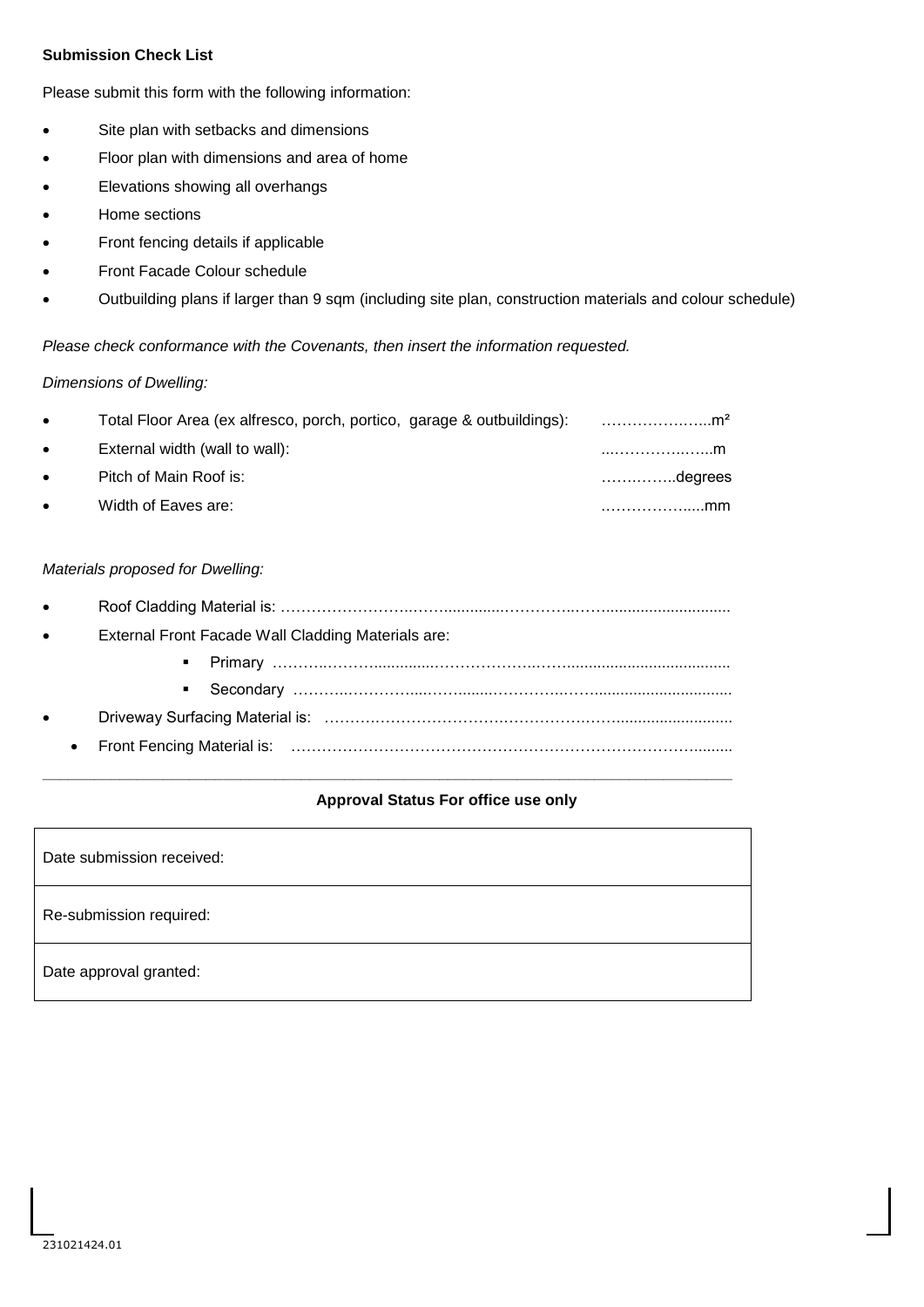**Submission Check List**

Please submit this form with the following information:

- Site plan with setbacks and dimensions
- Floor plan with dimensions and area of home
- Elevations showing all overhangs
- Home sections
- Front fencing details if applicable
- Front Facade Colour schedule
- Outbuilding plans if larger than 9 sqm (including site plan, construction materials and colour schedule)

*Please check conformance with the Covenants, then insert the information requested.*

*Dimensions of Dwelling:*

- Total Floor Area (ex alfresco, porch, portico, garage & outbuildings): ………………..…..m²
- External width (wall to wall): ...…………….…...m
- Pitch of Main Roof is: ….….……..degrees
- Width of Eaves are: .……………......mm

*Materials proposed for Dwelling:*

- Roof Cladding Material is: ……………………..……............…………..……............................
- External Front Facade Wall Cladding Materials are:
  - Primary ………..………...............………………..……......................................
  - Secondary ………..……………....……........…………..……................................
- Driveway Surfacing Material is: ……….……………………….…………….……..........................
- Front Fencing Material is: ………………………………………………………………………..........

---

**Approval Status For office use only**

| |
|---|
| Date submission received: |
| Re-submission required: |
| Date approval granted: |

231021424.01